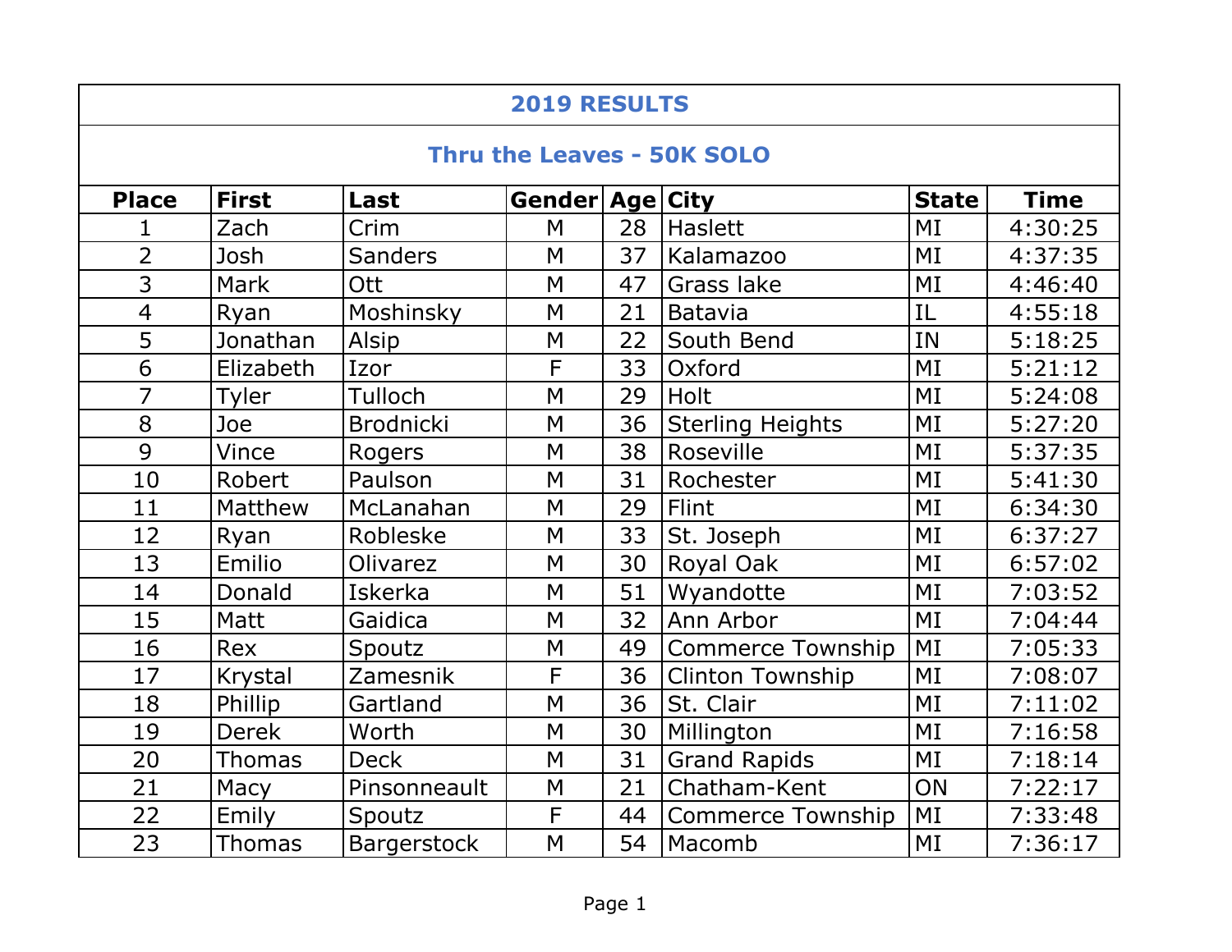## 2019 RESULTS

### Thru the Leaves - 50K SOLO

| Place | First | Last | Gender | Age | City | State | Time |
|---|---|---|---|---|---|---|---|
| 1 | Zach | Crim | M | 28 | Haslett | MI | 4:30:25 |
| 2 | Josh | Sanders | M | 37 | Kalamazoo | MI | 4:37:35 |
| 3 | Mark | Ott | M | 47 | Grass lake | MI | 4:46:40 |
| 4 | Ryan | Moshinsky | M | 21 | Batavia | IL | 4:55:18 |
| 5 | Jonathan | Alsip | M | 22 | South Bend | IN | 5:18:25 |
| 6 | Elizabeth | Izor | F | 33 | Oxford | MI | 5:21:12 |
| 7 | Tyler | Tulloch | M | 29 | Holt | MI | 5:24:08 |
| 8 | Joe | Brodnicki | M | 36 | Sterling Heights | MI | 5:27:20 |
| 9 | Vince | Rogers | M | 38 | Roseville | MI | 5:37:35 |
| 10 | Robert | Paulson | M | 31 | Rochester | MI | 5:41:30 |
| 11 | Matthew | McLanahan | M | 29 | Flint | MI | 6:34:30 |
| 12 | Ryan | Robleske | M | 33 | St. Joseph | MI | 6:37:27 |
| 13 | Emilio | Olivarez | M | 30 | Royal Oak | MI | 6:57:02 |
| 14 | Donald | Iskerka | M | 51 | Wyandotte | MI | 7:03:52 |
| 15 | Matt | Gaidica | M | 32 | Ann Arbor | MI | 7:04:44 |
| 16 | Rex | Spoutz | M | 49 | Commerce Township | MI | 7:05:33 |
| 17 | Krystal | Zamesnik | F | 36 | Clinton Township | MI | 7:08:07 |
| 18 | Phillip | Gartland | M | 36 | St. Clair | MI | 7:11:02 |
| 19 | Derek | Worth | M | 30 | Millington | MI | 7:16:58 |
| 20 | Thomas | Deck | M | 31 | Grand Rapids | MI | 7:18:14 |
| 21 | Macy | Pinsonneault | M | 21 | Chatham-Kent | ON | 7:22:17 |
| 22 | Emily | Spoutz | F | 44 | Commerce Township | MI | 7:33:48 |
| 23 | Thomas | Bargerstock | M | 54 | Macomb | MI | 7:36:17 |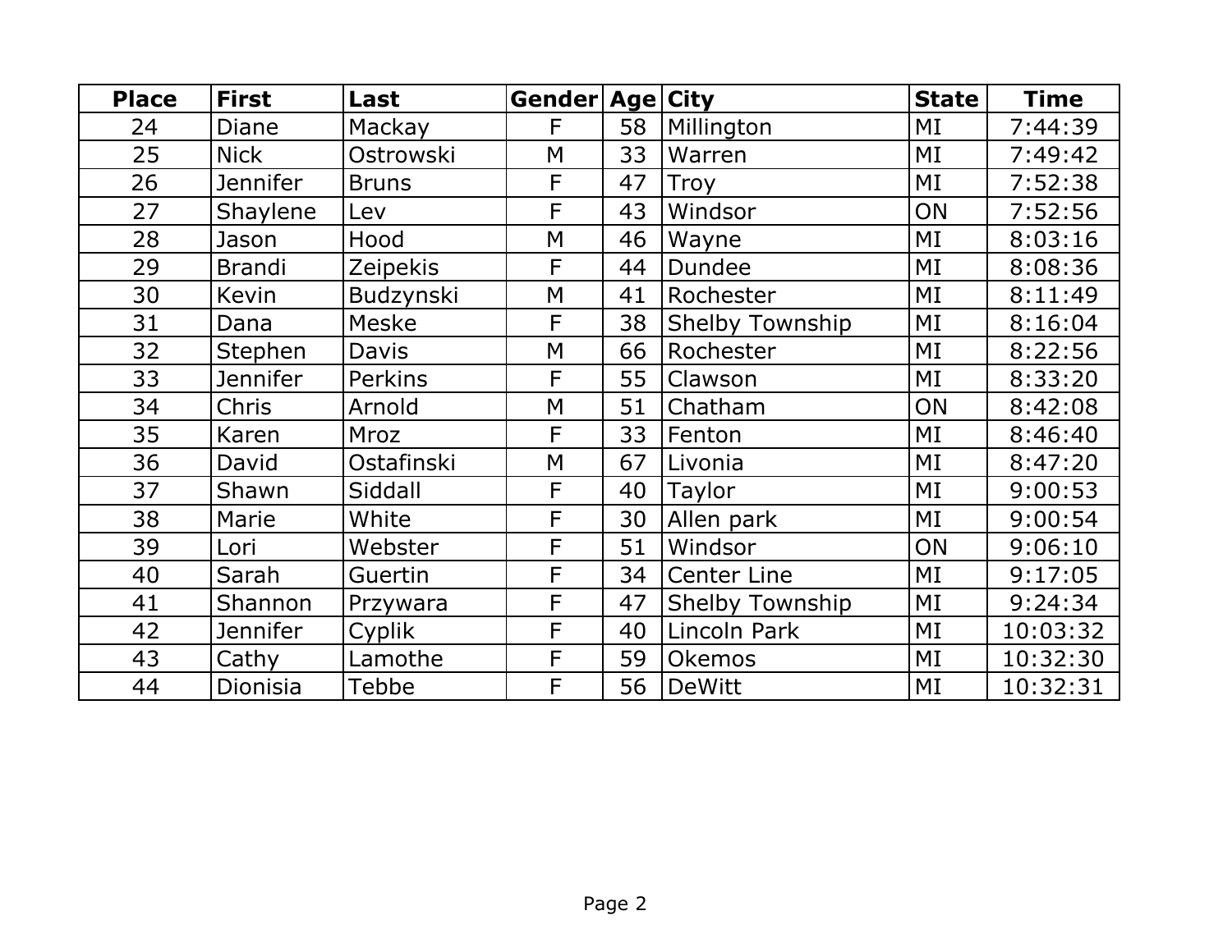| Place | First | Last | Gender | Age | City | State | Time |
|---|---|---|---|---|---|---|---|
| 24 | Diane | Mackay | F | 58 | Millington | MI | 7:44:39 |
| 25 | Nick | Ostrowski | M | 33 | Warren | MI | 7:49:42 |
| 26 | Jennifer | Bruns | F | 47 | Troy | MI | 7:52:38 |
| 27 | Shaylene | Lev | F | 43 | Windsor | ON | 7:52:56 |
| 28 | Jason | Hood | M | 46 | Wayne | MI | 8:03:16 |
| 29 | Brandi | Zeipekis | F | 44 | Dundee | MI | 8:08:36 |
| 30 | Kevin | Budzynski | M | 41 | Rochester | MI | 8:11:49 |
| 31 | Dana | Meske | F | 38 | Shelby Township | MI | 8:16:04 |
| 32 | Stephen | Davis | M | 66 | Rochester | MI | 8:22:56 |
| 33 | Jennifer | Perkins | F | 55 | Clawson | MI | 8:33:20 |
| 34 | Chris | Arnold | M | 51 | Chatham | ON | 8:42:08 |
| 35 | Karen | Mroz | F | 33 | Fenton | MI | 8:46:40 |
| 36 | David | Ostafinski | M | 67 | Livonia | MI | 8:47:20 |
| 37 | Shawn | Siddall | F | 40 | Taylor | MI | 9:00:53 |
| 38 | Marie | White | F | 30 | Allen park | MI | 9:00:54 |
| 39 | Lori | Webster | F | 51 | Windsor | ON | 9:06:10 |
| 40 | Sarah | Guertin | F | 34 | Center Line | MI | 9:17:05 |
| 41 | Shannon | Przywara | F | 47 | Shelby Township | MI | 9:24:34 |
| 42 | Jennifer | Cyplik | F | 40 | Lincoln Park | MI | 10:03:32 |
| 43 | Cathy | Lamothe | F | 59 | Okemos | MI | 10:32:30 |
| 44 | Dionisia | Tebbe | F | 56 | DeWitt | MI | 10:32:31 |